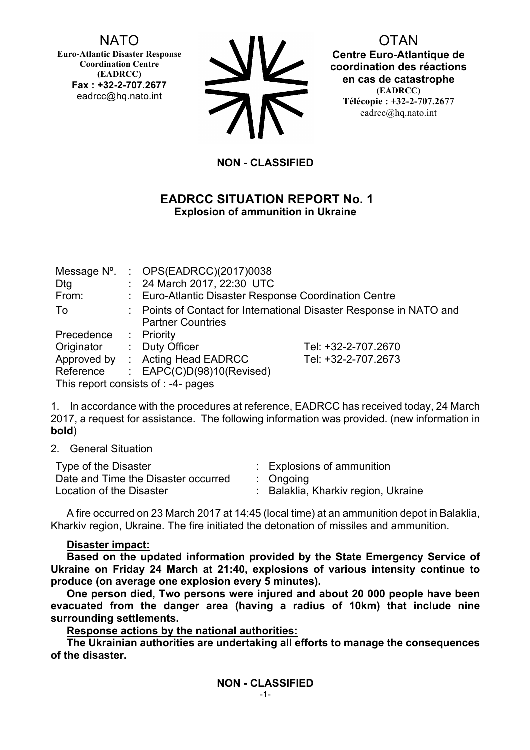NATO
**Euro-Atlantic Disaster Response Coordination Centre (EADRCC)**
**Fax : +32-2-707.2677**
eadrcc@hq.nato.int

OTAN
**Centre Euro-Atlantique de coordination des réactions en cas de catastrophe (EADRCC)**
**Télécopie : +32-2-707.2677**
eadrcc@hq.nato.int

**NON - CLASSIFIED**

## EADRCC SITUATION REPORT No. 1

**Explosion of ammunition in Ukraine**

| | | | |
|---|---|---|---|
| Message Nº. | : | OPS(EADRCC)(2017)0038 | |
| Dtg | : | 24 March 2017, 22:30 UTC | |
| From: | : | Euro-Atlantic Disaster Response Coordination Centre | |
| To | : | Points of Contact for International Disaster Response in NATO and Partner Countries | |
| Precedence | : | Priority | |
| Originator | : | Duty Officer | Tel: +32-2-707.2670 |
| Approved by | : | Acting Head EADRCC | Tel: +32-2-707.2673 |
| Reference | : | EAPC(C)D(98)10(Revised) | |

This report consists of : -4- pages

1. In accordance with the procedures at reference, EADRCC has received today, 24 March 2017, a request for assistance. The following information was provided. (new information in **bold**)

2. General Situation

| | | |
|---|---|---|
| Type of the Disaster | : | Explosions of ammunition |
| Date and Time the Disaster occurred | : | Ongoing |
| Location of the Disaster | : | Balaklia, Kharkiv region, Ukraine |

A fire occurred on 23 March 2017 at 14:45 (local time) at an ammunition depot in Balaklia, Kharkiv region, Ukraine. The fire initiated the detonation of missiles and ammunition.

**Disaster impact:**

**Based on the updated information provided by the State Emergency Service of Ukraine on Friday 24 March at 21:40, explosions of various intensity continue to produce (on average one explosion every 5 minutes).**

**One person died, Two persons were injured and about 20 000 people have been evacuated from the danger area (having a radius of 10km) that include nine surrounding settlements.**

**Response actions by the national authorities:**

**The Ukrainian authorities are undertaking all efforts to manage the consequences of the disaster.**

**NON - CLASSIFIED**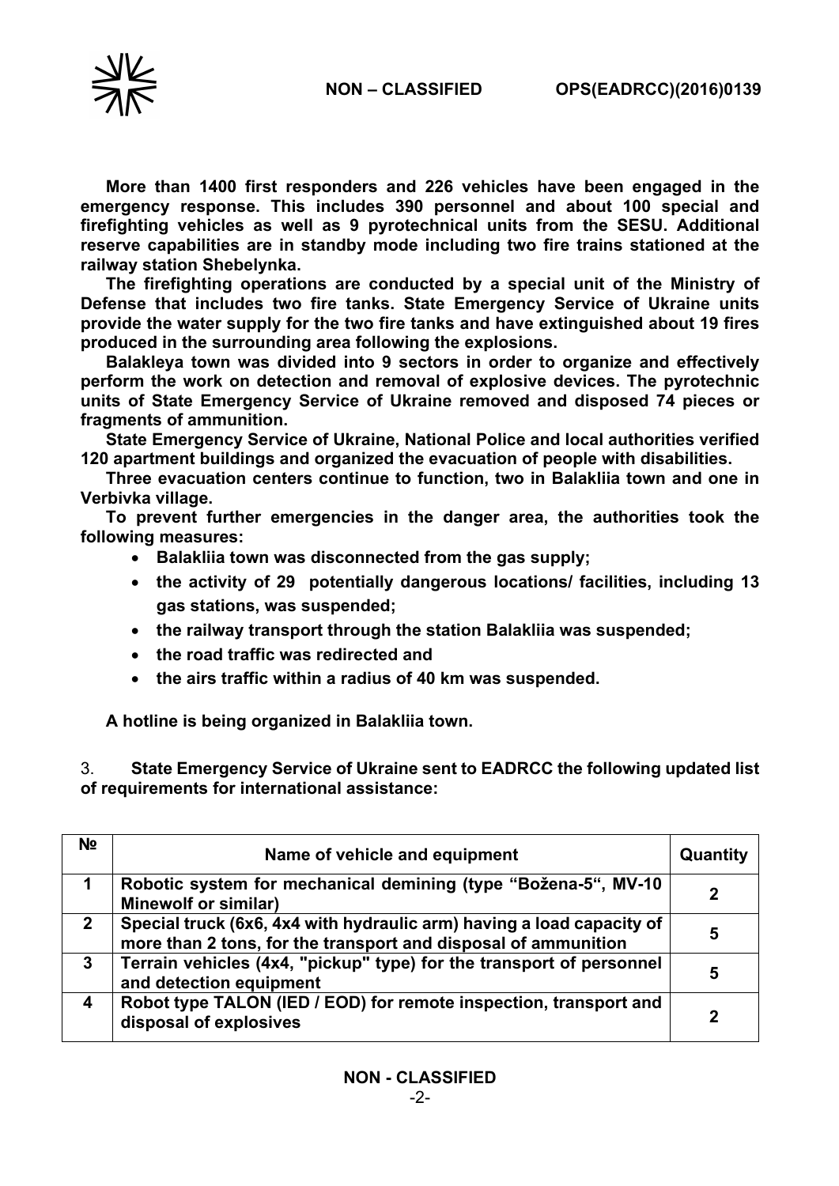**More than 1400 first responders and 226 vehicles have been engaged in the emergency response. This includes 390 personnel and about 100 special and firefighting vehicles as well as 9 pyrotechnical units from the SESU. Additional reserve capabilities are in standby mode including two fire trains stationed at the railway station Shebelynka.**

**The firefighting operations are conducted by a special unit of the Ministry of Defense that includes two fire tanks. State Emergency Service of Ukraine units provide the water supply for the two fire tanks and have extinguished about 19 fires produced in the surrounding area following the explosions.**

**Balakleya town was divided into 9 sectors in order to organize and effectively perform the work on detection and removal of explosive devices. The pyrotechnic units of State Emergency Service of Ukraine removed and disposed 74 pieces or fragments of ammunition.**

**State Emergency Service of Ukraine, National Police and local authorities verified 120 apartment buildings and organized the evacuation of people with disabilities.**

**Three evacuation centers continue to function, two in Balakliia town and one in Verbivka village.**

**To prevent further emergencies in the danger area, the authorities took the following measures:**

- **Balakliia town was disconnected from the gas supply;**
- **the activity of 29 potentially dangerous locations/ facilities, including 13 gas stations, was suspended;**
- **the railway transport through the station Balakliia was suspended;**
- **the road traffic was redirected and**
- **the airs traffic within a radius of 40 km was suspended.**

**A hotline is being organized in Balakliia town.**

3. **State Emergency Service of Ukraine sent to EADRCC the following updated list of requirements for international assistance:**

| № | Name of vehicle and equipment | Quantity |
|---|---|---|
| 1 | Robotic system for mechanical demining (type "Božena-5", MV-10 Minewolf or similar) | 2 |
| 2 | Special truck (6x6, 4x4 with hydraulic arm) having a load capacity of more than 2 tons, for the transport and disposal of ammunition | 5 |
| 3 | Terrain vehicles (4x4, "pickup" type) for the transport of personnel and detection equipment | 5 |
| 4 | Robot type TALON (IED / EOD) for remote inspection, transport and disposal of explosives | 2 |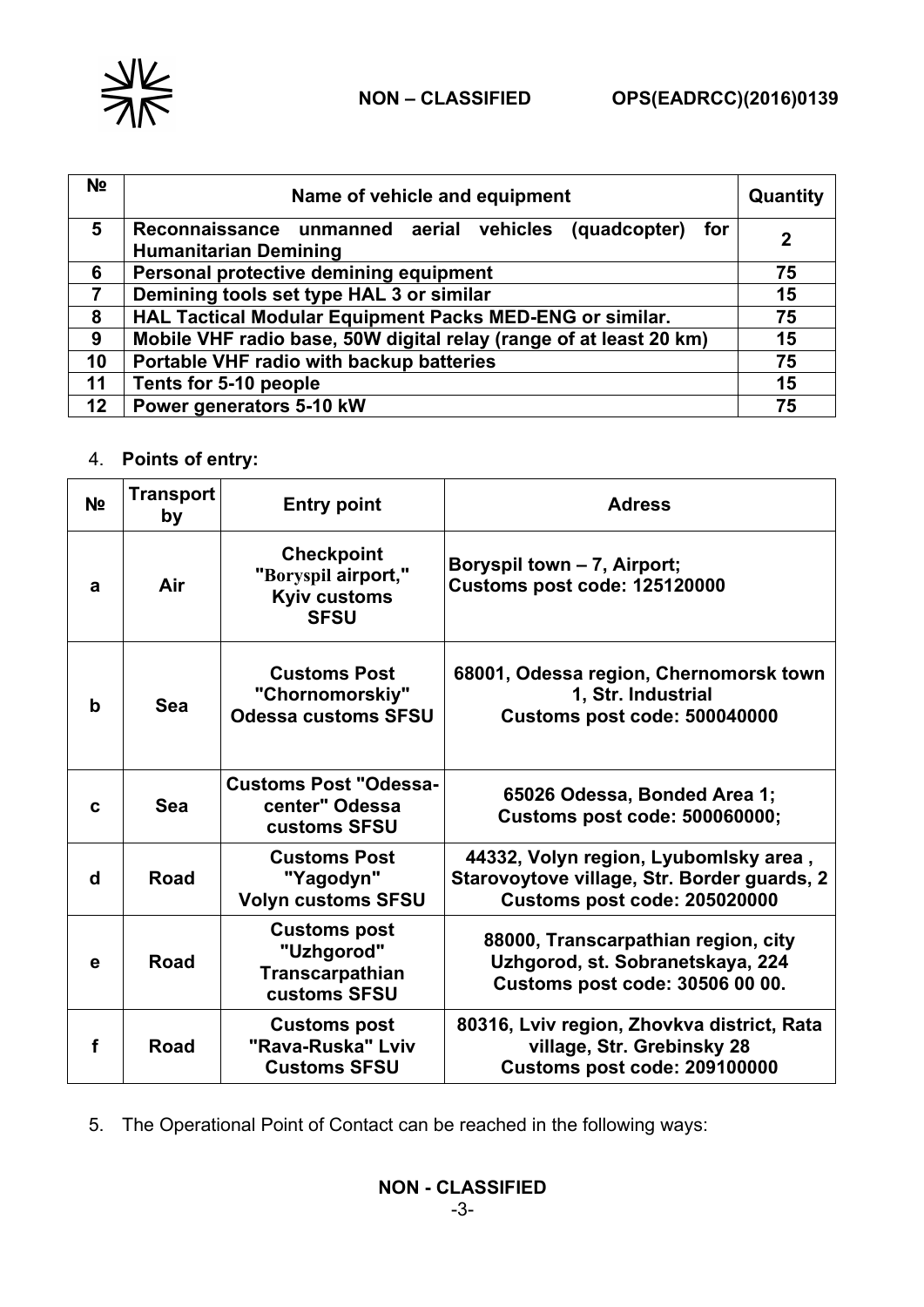| № | Name of vehicle and equipment | Quantity |
|---|---|---|
| 5 | Reconnaissance unmanned aerial vehicles (quadcopter) for Humanitarian Demining | 2 |
| 6 | Personal protective demining equipment | 75 |
| 7 | Demining tools set type HAL 3 or similar | 15 |
| 8 | HAL Tactical Modular Equipment Packs MED-ENG or similar. | 75 |
| 9 | Mobile VHF radio base, 50W digital relay (range of at least 20 km) | 15 |
| 10 | Portable VHF radio with backup batteries | 75 |
| 11 | Tents for 5-10 people | 15 |
| 12 | Power generators 5-10 kW | 75 |

4. **Points of entry:**

| № | Transport by | Entry point | Adress |
|---|---|---|---|
| a | Air | Checkpoint "Boryspil airport," Kyiv customs SFSU | Boryspil town – 7, Airport; Customs post code: 125120000 |
| b | Sea | Customs Post "Chornomorskiy" Odessa customs SFSU | 68001, Odessa region, Chernomorsk town 1, Str. Industrial Customs post code: 500040000 |
| c | Sea | Customs Post "Odessa-center" Odessa customs SFSU | 65026 Odessa, Bonded Area 1; Customs post code: 500060000; |
| d | Road | Customs Post "Yagodyn" Volyn customs SFSU | 44332, Volyn region, Lyubomlsky area , Starovoytove village, Str. Border guards, 2 Customs post code: 205020000 |
| e | Road | Customs post "Uzhgorod" Transcarpathian customs SFSU | 88000, Transcarpathian region, city Uzhgorod, st. Sobranetskaya, 224 Customs post code: 30506 00 00. |
| f | Road | Customs post "Rava-Ruska" Lviv Customs SFSU | 80316, Lviv region, Zhovkva district, Rata village, Str. Grebinsky 28 Customs post code: 209100000 |

5. The Operational Point of Contact can be reached in the following ways: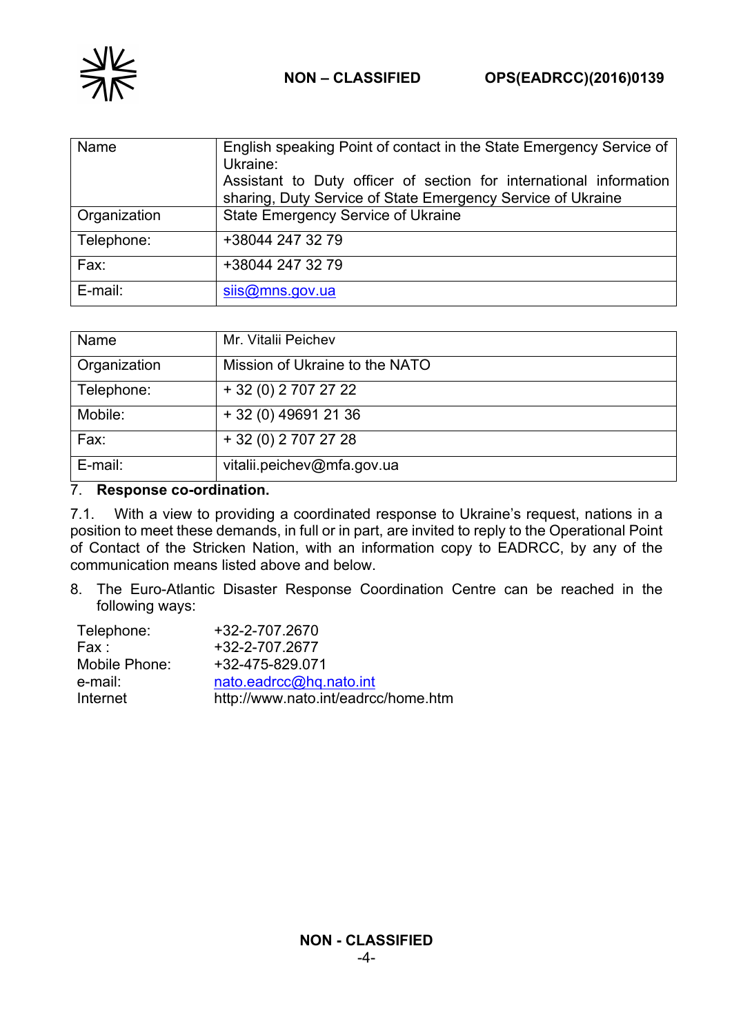| | |
|---|---|
| Name | English speaking Point of contact in the State Emergency Service of Ukraine:<br>Assistant to Duty officer of section for international information sharing, Duty Service of State Emergency Service of Ukraine |
| Organization | State Emergency Service of Ukraine |
| Telephone: | +38044 247 32 79 |
| Fax: | +38044 247 32 79 |
| E-mail: | siis@mns.gov.ua |

| | |
|---|---|
| Name | Mr. Vitalii Peichev |
| Organization | Mission of Ukraine to the NATO |
| Telephone: | + 32 (0) 2 707 27 22 |
| Mobile: | + 32 (0) 49691 21 36 |
| Fax: | + 32 (0) 2 707 27 28 |
| E-mail: | vitalii.peichev@mfa.gov.ua |

7. **Response co-ordination.**

7.1. With a view to providing a coordinated response to Ukraine's request, nations in a position to meet these demands, in full or in part, are invited to reply to the Operational Point of Contact of the Stricken Nation, with an information copy to EADRCC, by any of the communication means listed above and below.

8. The Euro-Atlantic Disaster Response Coordination Centre can be reached in the following ways:

| | |
|---|---|
| Telephone: | +32-2-707.2670 |
| Fax : | +32-2-707.2677 |
| Mobile Phone: | +32-475-829.071 |
| e-mail: | nato.eadrcc@hq.nato.int |
| Internet | http://www.nato.int/eadrcc/home.htm |